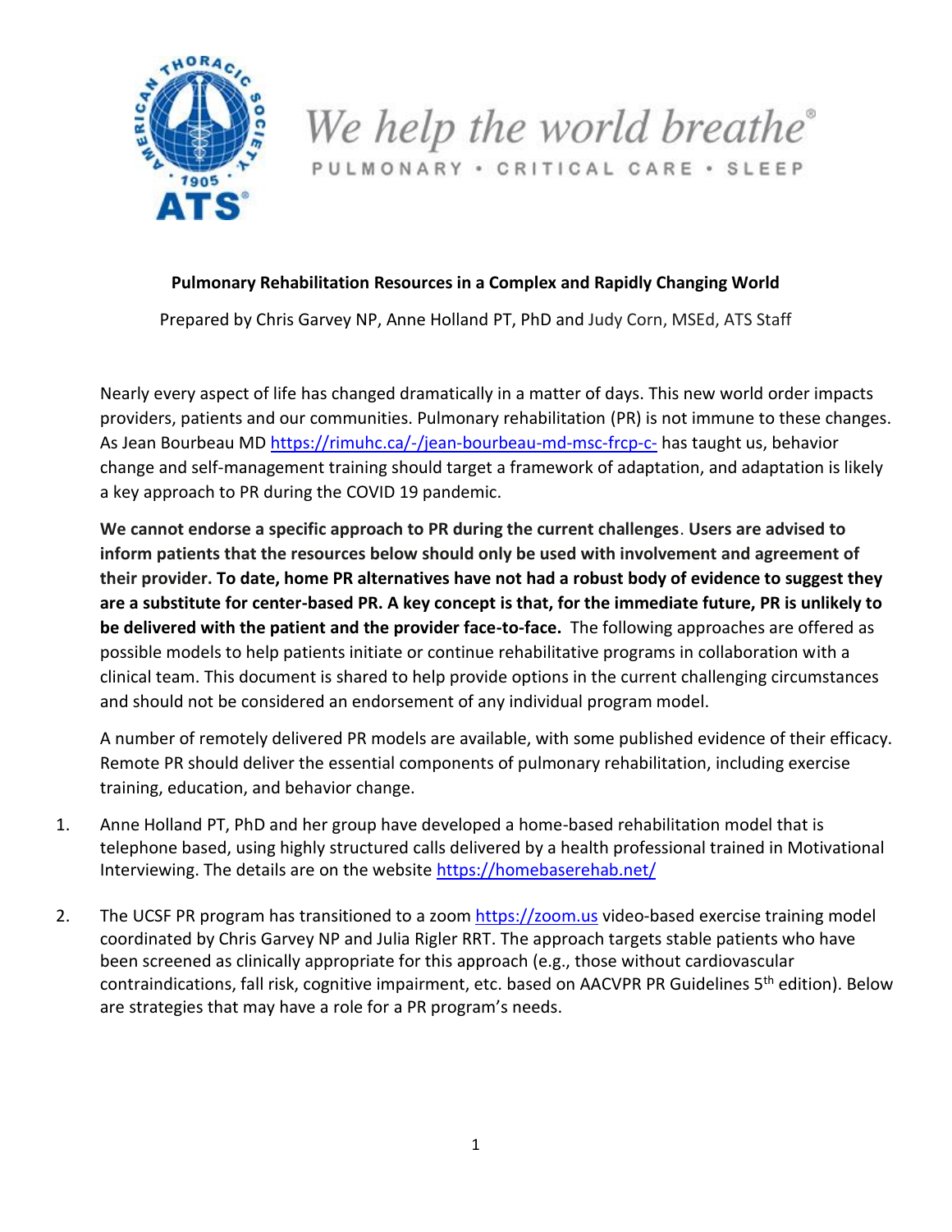We help the world breathe®

PULMONARY • CRITICAL CARE • SLEEP

**Pulmonary Rehabilitation Resources in a Complex and Rapidly Changing World**

Prepared by Chris Garvey NP, Anne Holland PT, PhD and Judy Corn, MSEd, ATS Staff

Nearly every aspect of life has changed dramatically in a matter of days. This new world order impacts providers, patients and our communities. Pulmonary rehabilitation (PR) is not immune to these changes. As Jean Bourbeau MD https://rimuhc.ca/-/jean-bourbeau-md-msc-frcp-c- has taught us, behavior change and self-management training should target a framework of adaptation, and adaptation is likely a key approach to PR during the COVID 19 pandemic.

**We cannot endorse a specific approach to PR during the current challenges**. **Users are advised to inform patients that the resources below should only be used with involvement and agreement of their provider. To date, home PR alternatives have not had a robust body of evidence to suggest they are a substitute for center-based PR. A key concept is that, for the immediate future, PR is unlikely to be delivered with the patient and the provider face-to-face.** The following approaches are offered as possible models to help patients initiate or continue rehabilitative programs in collaboration with a clinical team. This document is shared to help provide options in the current challenging circumstances and should not be considered an endorsement of any individual program model.

A number of remotely delivered PR models are available, with some published evidence of their efficacy. Remote PR should deliver the essential components of pulmonary rehabilitation, including exercise training, education, and behavior change.

1. Anne Holland PT, PhD and her group have developed a home-based rehabilitation model that is telephone based, using highly structured calls delivered by a health professional trained in Motivational Interviewing. The details are on the website https://homebaserehab.net/

2. The UCSF PR program has transitioned to a zoom https://zoom.us video-based exercise training model coordinated by Chris Garvey NP and Julia Rigler RRT. The approach targets stable patients who have been screened as clinically appropriate for this approach (e.g., those without cardiovascular contraindications, fall risk, cognitive impairment, etc. based on AACVPR PR Guidelines 5th edition). Below are strategies that may have a role for a PR program's needs.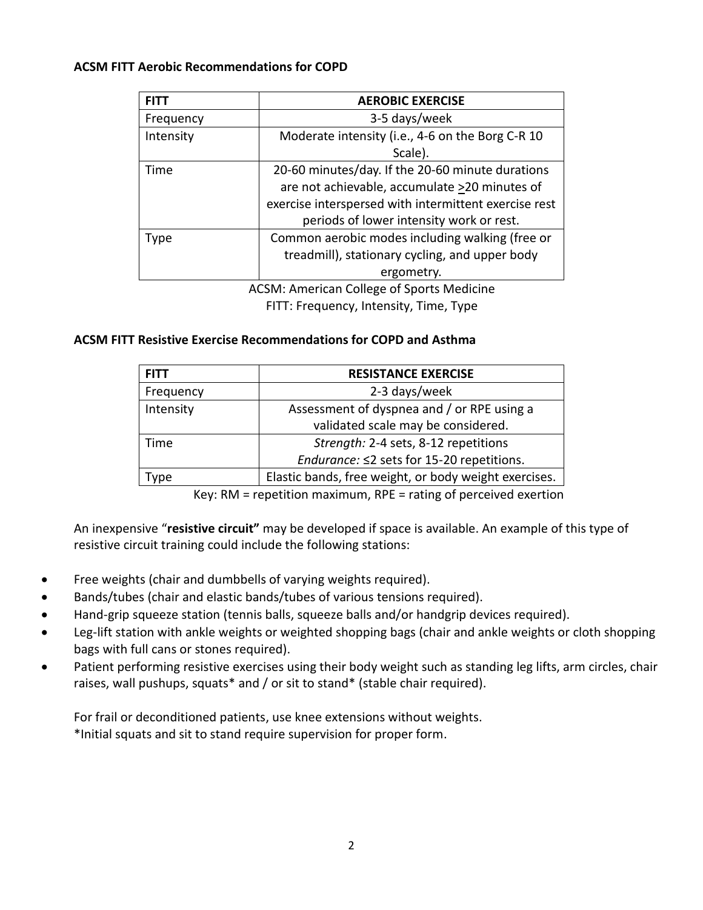**ACSM FITT Aerobic Recommendations for COPD**

| FITT | AEROBIC EXERCISE |
|---|---|
| Frequency | 3-5 days/week |
| Intensity | Moderate intensity (i.e., 4-6 on the Borg C-R 10 Scale). |
| Time | 20-60 minutes/day. If the 20-60 minute durations are not achievable, accumulate ≥20 minutes of exercise interspersed with intermittent exercise rest periods of lower intensity work or rest. |
| Type | Common aerobic modes including walking (free or treadmill), stationary cycling, and upper body ergometry. |

ACSM: American College of Sports Medicine
FITT: Frequency, Intensity, Time, Type

**ACSM FITT Resistive Exercise Recommendations for COPD and Asthma**

| FITT | RESISTANCE EXERCISE |
|---|---|
| Frequency | 2-3 days/week |
| Intensity | Assessment of dyspnea and / or RPE using a validated scale may be considered. |
| Time | *Strength:* 2-4 sets, 8-12 repetitions<br>*Endurance:* ≤2 sets for 15-20 repetitions. |
| Type | Elastic bands, free weight, or body weight exercises. |

Key: RM = repetition maximum, RPE = rating of perceived exertion

An inexpensive "**resistive circuit"** may be developed if space is available. An example of this type of resistive circuit training could include the following stations:

- Free weights (chair and dumbbells of varying weights required).
- Bands/tubes (chair and elastic bands/tubes of various tensions required).
- Hand-grip squeeze station (tennis balls, squeeze balls and/or handgrip devices required).
- Leg-lift station with ankle weights or weighted shopping bags (chair and ankle weights or cloth shopping bags with full cans or stones required).
- Patient performing resistive exercises using their body weight such as standing leg lifts, arm circles, chair raises, wall pushups, squats* and / or sit to stand* (stable chair required).

For frail or deconditioned patients, use knee extensions without weights.
*Initial squats and sit to stand require supervision for proper form.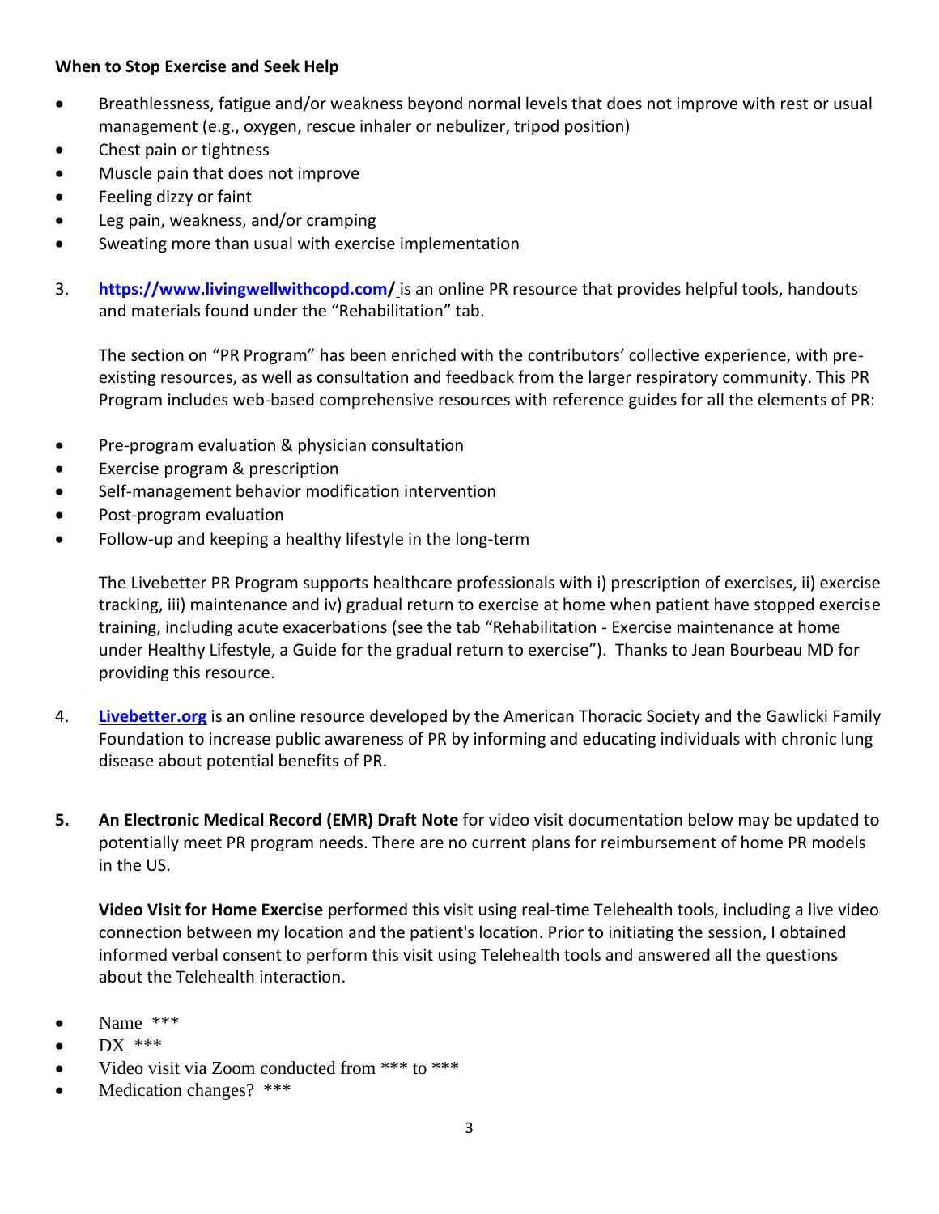**When to Stop Exercise and Seek Help**

- Breathlessness, fatigue and/or weakness beyond normal levels that does not improve with rest or usual management (e.g., oxygen, rescue inhaler or nebulizer, tripod position)
- Chest pain or tightness
- Muscle pain that does not improve
- Feeling dizzy or faint
- Leg pain, weakness, and/or cramping
- Sweating more than usual with exercise implementation

3. **https://www.livingwellwithcopd.com/** is an online PR resource that provides helpful tools, handouts and materials found under the "Rehabilitation" tab.

   The section on "PR Program" has been enriched with the contributors' collective experience, with pre-existing resources, as well as consultation and feedback from the larger respiratory community. This PR Program includes web-based comprehensive resources with reference guides for all the elements of PR:

- Pre-program evaluation & physician consultation
- Exercise program & prescription
- Self-management behavior modification intervention
- Post-program evaluation
- Follow-up and keeping a healthy lifestyle in the long-term

   The Livebetter PR Program supports healthcare professionals with i) prescription of exercises, ii) exercise tracking, iii) maintenance and iv) gradual return to exercise at home when patient have stopped exercise training, including acute exacerbations (see the tab "Rehabilitation - Exercise maintenance at home under Healthy Lifestyle, a Guide for the gradual return to exercise"). Thanks to Jean Bourbeau MD for providing this resource.

4. **Livebetter.org** is an online resource developed by the American Thoracic Society and the Gawlicki Family Foundation to increase public awareness of PR by informing and educating individuals with chronic lung disease about potential benefits of PR.

5. **An Electronic Medical Record (EMR) Draft Note** for video visit documentation below may be updated to potentially meet PR program needs. There are no current plans for reimbursement of home PR models in the US.

   **Video Visit for Home Exercise** performed this visit using real-time Telehealth tools, including a live video connection between my location and the patient's location. Prior to initiating the session, I obtained informed verbal consent to perform this visit using Telehealth tools and answered all the questions about the Telehealth interaction.

- Name ***
- DX ***
- Video visit via Zoom conducted from *** to ***
- Medication changes? ***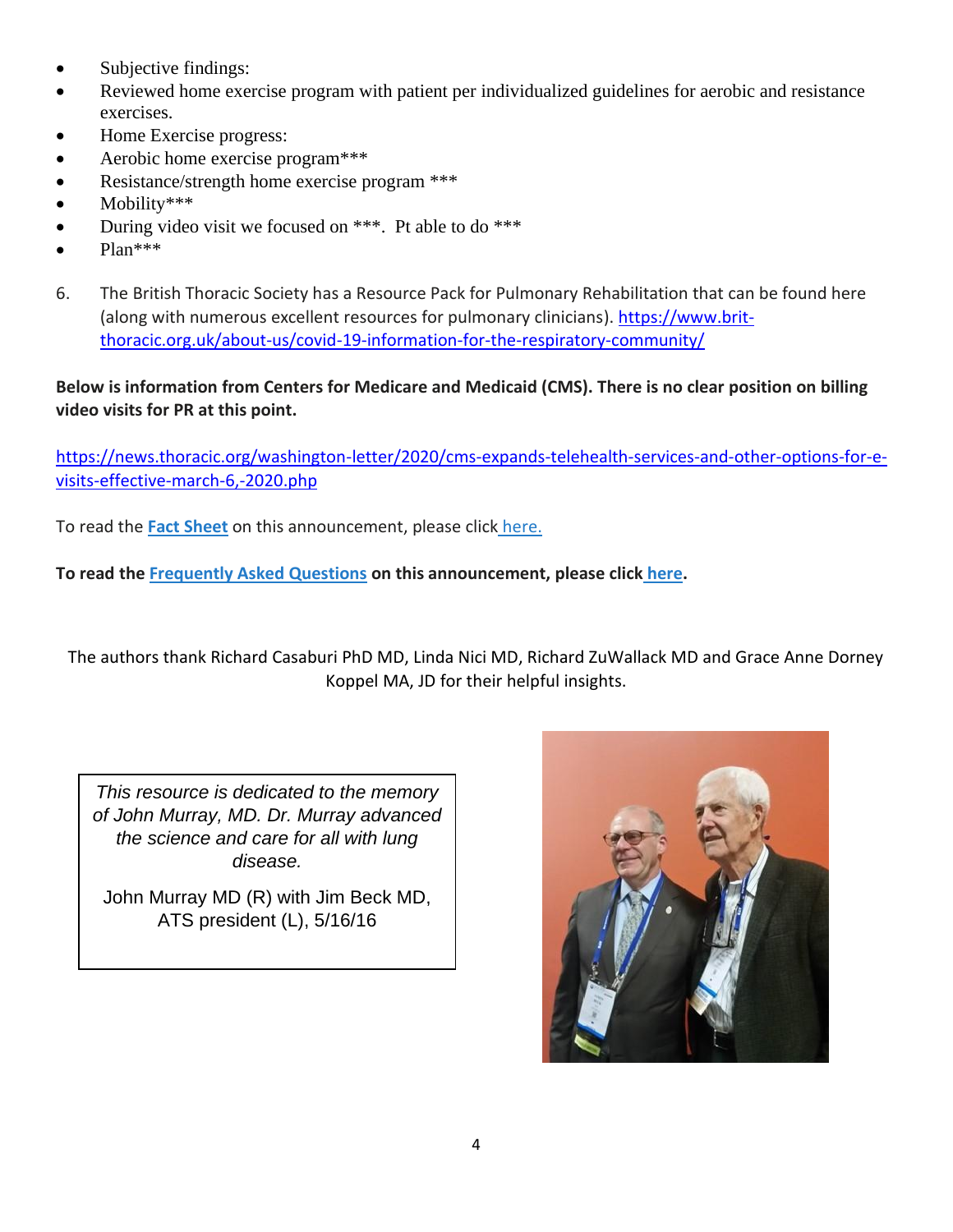- Subjective findings:
- Reviewed home exercise program with patient per individualized guidelines for aerobic and resistance exercises.
- Home Exercise progress:
- Aerobic home exercise program***
- Resistance/strength home exercise program ***
- Mobility***
- During video visit we focused on ***. Pt able to do ***
- Plan***

6. The British Thoracic Society has a Resource Pack for Pulmonary Rehabilitation that can be found here (along with numerous excellent resources for pulmonary clinicians). https://www.brit-thoracic.org.uk/about-us/covid-19-information-for-the-respiratory-community/

**Below is information from Centers for Medicare and Medicaid (CMS). There is no clear position on billing video visits for PR at this point.**

https://news.thoracic.org/washington-letter/2020/cms-expands-telehealth-services-and-other-options-for-e-visits-effective-march-6,-2020.php

To read the **Fact Sheet** on this announcement, please click here.

**To read the Frequently Asked Questions on this announcement, please click here.**

The authors thank Richard Casaburi PhD MD, Linda Nici MD, Richard ZuWallack MD and Grace Anne Dorney Koppel MA, JD for their helpful insights.

*This resource is dedicated to the memory of John Murray, MD. Dr. Murray advanced the science and care for all with lung disease.*

John Murray MD (R) with Jim Beck MD, ATS president (L), 5/16/16